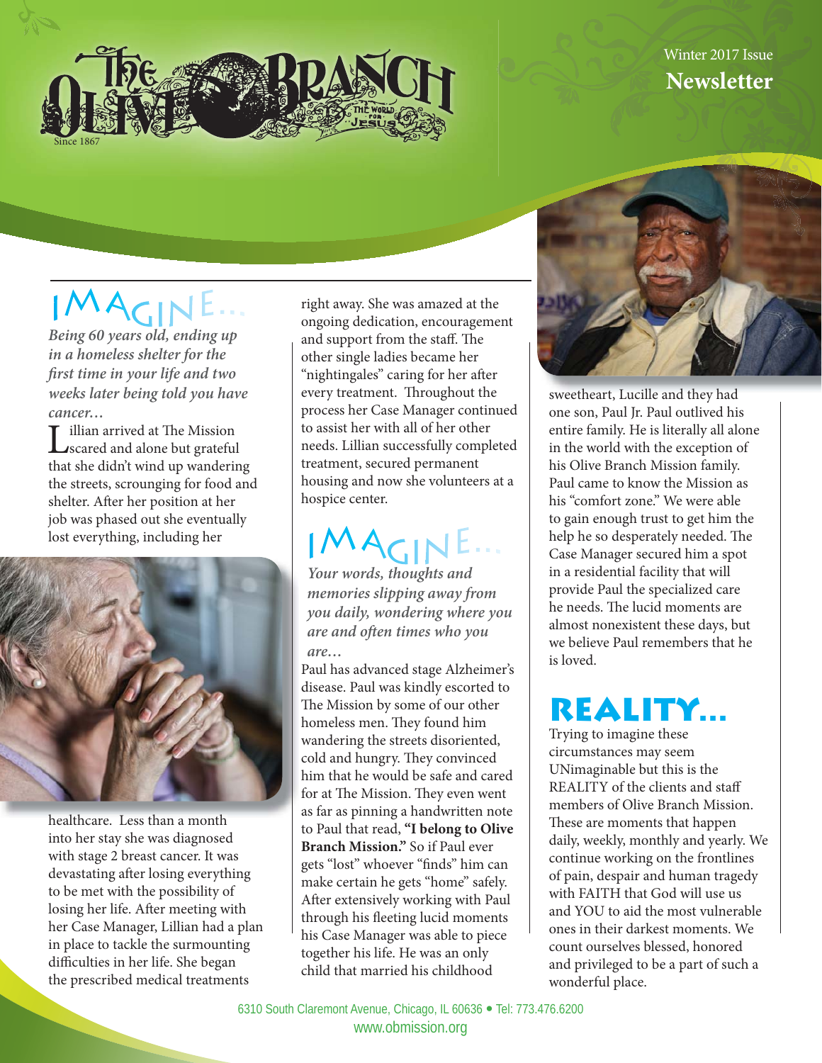# The Olive Branch

Since 1867

The World for Jesus

Winter 2017 Issue

**Newsletter**

## IMAGINE...

***Being 60 years old, ending up in a homeless shelter for the first time in your life and two weeks later being told you have cancer...***

Lillian arrived at The Mission scared and alone but grateful that she didn't wind up wandering the streets, scrounging for food and shelter. After her position at her job was phased out she eventually lost everything, including her healthcare. Less than a month into her stay she was diagnosed with stage 2 breast cancer. It was devastating after losing everything to be met with the possibility of losing her life. After meeting with her Case Manager, Lillian had a plan in place to tackle the surmounting difficulties in her life. She began the prescribed medical treatments right away. She was amazed at the ongoing dedication, encouragement and support from the staff. The other single ladies became her "nightingales" caring for her after every treatment. Throughout the process her Case Manager continued to assist her with all of her other needs. Lillian successfully completed treatment, secured permanent housing and now she volunteers at a hospice center.

## IMAGINE...

***Your words, thoughts and memories slipping away from you daily, wondering where you are and often times who you are...***

Paul has advanced stage Alzheimer's disease. Paul was kindly escorted to The Mission by some of our other homeless men. They found him wandering the streets disoriented, cold and hungry. They convinced him that he would be safe and cared for at The Mission. They even went as far as pinning a handwritten note to Paul that read, **"I belong to Olive Branch Mission."** So if Paul ever gets "lost" whoever "finds" him can make certain he gets "home" safely. After extensively working with Paul through his fleeting lucid moments his Case Manager was able to piece together his life. He was an only child that married his childhood sweetheart, Lucille and they had one son, Paul Jr. Paul outlived his entire family. He is literally all alone in the world with the exception of his Olive Branch Mission family. Paul came to know the Mission as his "comfort zone." We were able to gain enough trust to get him the help he so desperately needed. The Case Manager secured him a spot in a residential facility that will provide Paul the specialized care he needs. The lucid moments are almost nonexistent these days, but we believe Paul remembers that he is loved.

## REALITY...

Trying to imagine these circumstances may seem UNimaginable but this is the REALITY of the clients and staff members of Olive Branch Mission. These are moments that happen daily, weekly, monthly and yearly. We continue working on the frontlines of pain, despair and human tragedy with FAITH that God will use us and YOU to aid the most vulnerable ones in their darkest moments. We count ourselves blessed, honored and privileged to be a part of such a wonderful place.

6310 South Claremont Avenue, Chicago, IL 60636 • Tel: 773.476.6200
www.obmission.org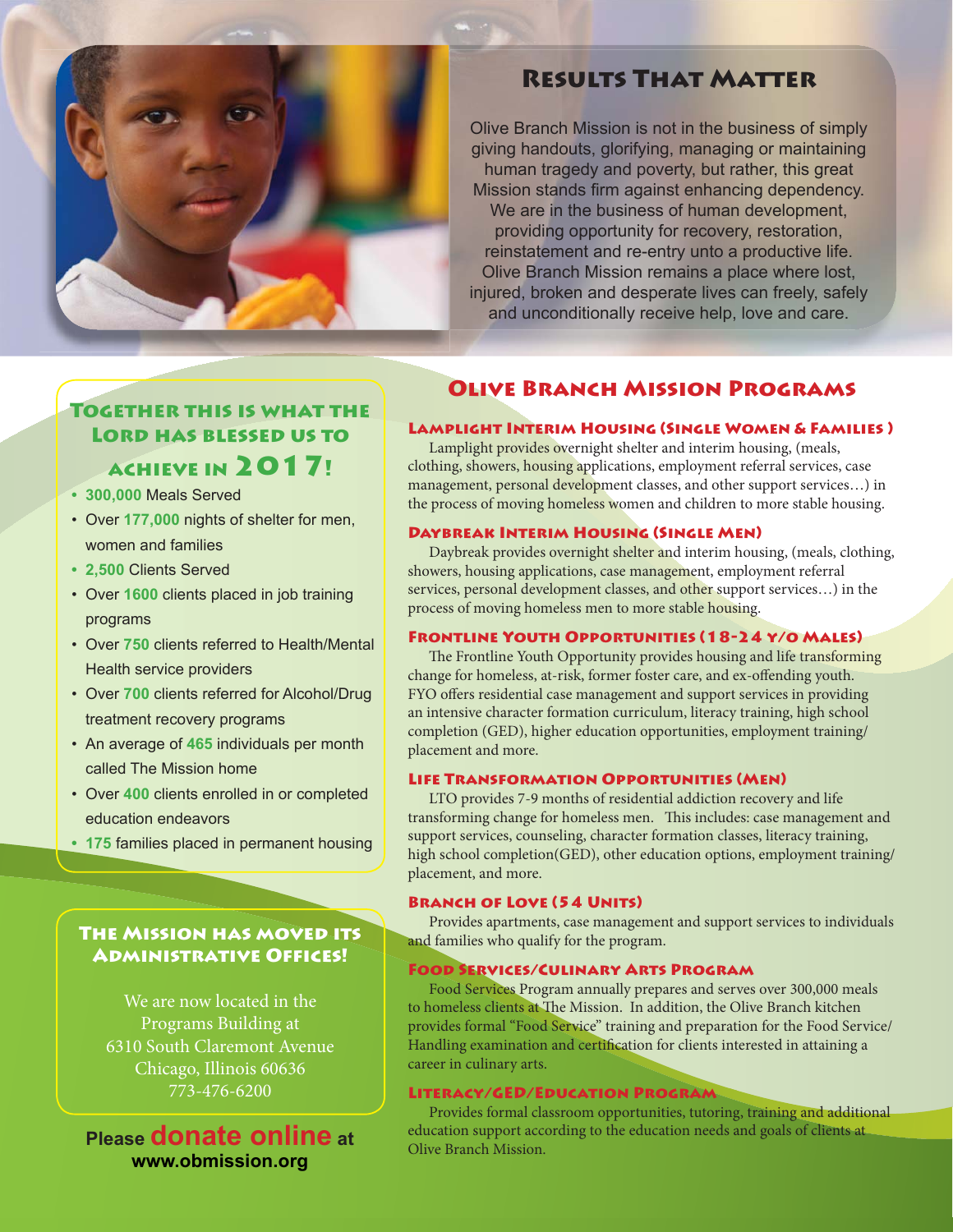## Results That Matter

Olive Branch Mission is not in the business of simply giving handouts, glorifying, managing or maintaining human tragedy and poverty, but rather, this great Mission stands firm against enhancing dependency. We are in the business of human development, providing opportunity for recovery, restoration, reinstatement and re-entry unto a productive life. Olive Branch Mission remains a place where lost, injured, broken and desperate lives can freely, safely and unconditionally receive help, love and care.

### Together this is what the Lord has blessed us to achieve in 2017!

- **300,000** Meals Served
- Over **177,000** nights of shelter for men, women and families
- **2,500** Clients Served
- Over **1600** clients placed in job training programs
- Over **750** clients referred to Health/Mental Health service providers
- Over **700** clients referred for Alcohol/Drug treatment recovery programs
- An average of **465** individuals per month called The Mission home
- Over **400** clients enrolled in or completed education endeavors
- **175** families placed in permanent housing

### The Mission has moved its Administrative Offices!

We are now located in the Programs Building at
6310 South Claremont Avenue
Chicago, Illinois 60636
773-476-6200

Please **donate online** at
**www.obmission.org**

## Olive Branch Mission Programs

### Lamplight Interim Housing (Single Women & Families )

Lamplight provides overnight shelter and interim housing, (meals, clothing, showers, housing applications, employment referral services, case management, personal development classes, and other support services…) in the process of moving homeless women and children to more stable housing.

### Daybreak Interim Housing (Single Men)

Daybreak provides overnight shelter and interim housing, (meals, clothing, showers, housing applications, case management, employment referral services, personal development classes, and other support services…) in the process of moving homeless men to more stable housing.

### Frontline Youth Opportunities (18-24 y/o Males)

The Frontline Youth Opportunity provides housing and life transforming change for homeless, at-risk, former foster care, and ex-offending youth. FYO offers residential case management and support services in providing an intensive character formation curriculum, literacy training, high school completion (GED), higher education opportunities, employment training/placement and more.

### Life Transformation Opportunities (Men)

LTO provides 7-9 months of residential addiction recovery and life transforming change for homeless men. This includes: case management and support services, counseling, character formation classes, literacy training, high school completion(GED), other education options, employment training/placement, and more.

### Branch of Love (54 Units)

Provides apartments, case management and support services to individuals and families who qualify for the program.

### Food Services/Culinary Arts Program

Food Services Program annually prepares and serves over 300,000 meals to homeless clients at The Mission. In addition, the Olive Branch kitchen provides formal "Food Service" training and preparation for the Food Service/Handling examination and certification for clients interested in attaining a career in culinary arts.

### Literacy/GED/Education Program

Provides formal classroom opportunities, tutoring, training and additional education support according to the education needs and goals of clients at Olive Branch Mission.